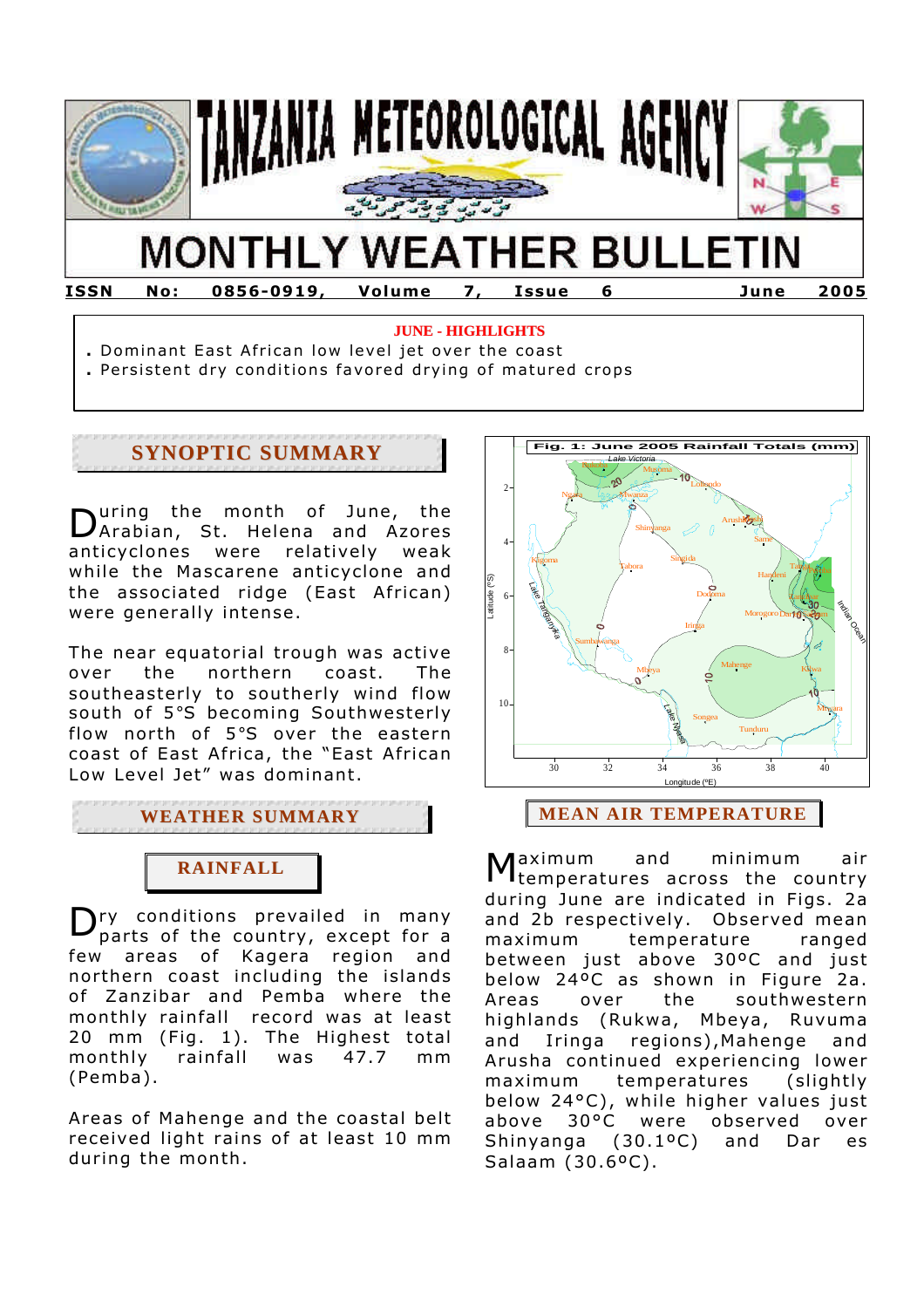# TANZANIA METEOROLOGICAL AGENCY

# MONTHLY WEATHER BULLETIN

**ISSN No: 0856-0919, Volume 7, Issue 6 June 2005**

**JUNE - HIGHLIGHTS**

- Dominant East African low level jet over the coast
- Persistent dry conditions favored drying of matured crops

## SYNOPTIC SUMMARY

During the month of June, the Arabian, St. Helena and Azores anticyclones were relatively weak while the Mascarene anticyclone and the associated ridge (East African) were generally intense.

The near equatorial trough was active over the northern coast. The southeasterly to southerly wind flow south of 5°S becoming Southwesterly flow north of 5°S over the eastern coast of East Africa, the "East African Low Level Jet" was dominant.

## WEATHER SUMMARY

### RAINFALL

Dry conditions prevailed in many parts of the country, except for a few areas of Kagera region and northern coast including the islands of Zanzibar and Pemba where the monthly rainfall record was at least 20 mm (Fig. 1). The Highest total monthly rainfall was 47.7 mm (Pemba).

Areas of Mahenge and the coastal belt received light rains of at least 10 mm during the month.

Fig. 1: June 2005 Rainfall Totals (mm)

## MEAN AIR TEMPERATURE

Maximum and minimum air temperatures across the country during June are indicated in Figs. 2a and 2b respectively. Observed mean maximum temperature ranged between just above 30ºC and just below 24ºC as shown in Figure 2a. Areas over the southwestern highlands (Rukwa, Mbeya, Ruvuma and Iringa regions), Mahenge and Arusha continued experiencing lower maximum temperatures (slightly below 24°C), while higher values just above 30°C were observed over Shinyanga (30.1ºC) and Dar es Salaam (30.6ºC).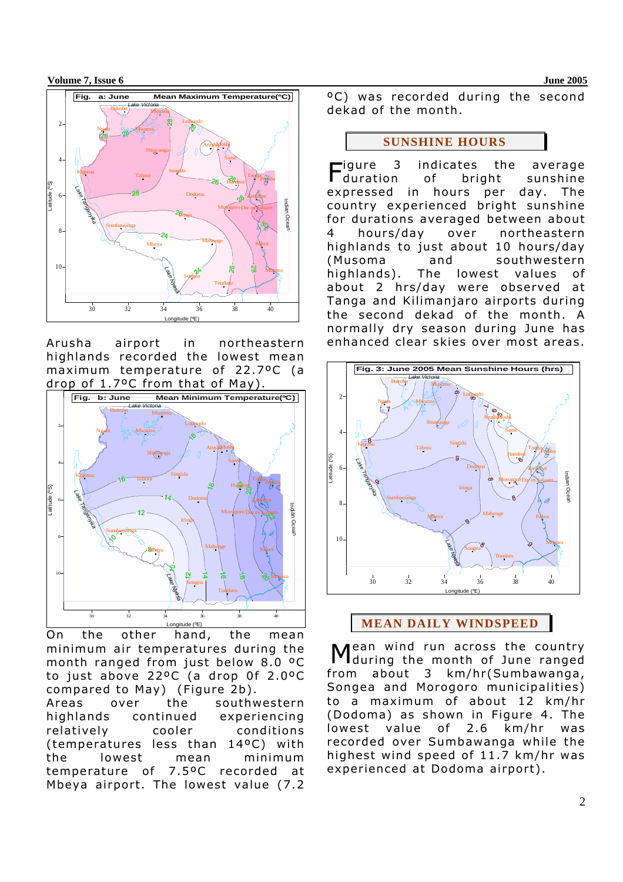Arusha airport in northeastern highlands recorded the lowest mean maximum temperature of 22.7ºC (a drop of 1.7ºC from that of May).

On the other hand, the mean minimum air temperatures during the month ranged from just below 8.0 ºC to just above 22ºC (a drop 0f 2.0ºC compared to May) (Figure 2b).

Areas over the southwestern highlands continued experiencing relatively cooler conditions (temperatures less than 14ºC) with the lowest mean minimum temperature of 7.5ºC recorded at Mbeya airport. The lowest value (7.2 ºC) was recorded during the second dekad of the month.

## SUNSHINE HOURS

Figure 3 indicates the average duration of bright sunshine expressed in hours per day. The country experienced bright sunshine for durations averaged between about 4 hours/day over northeastern highlands to just about 10 hours/day (Musoma and southwestern highlands). The lowest values of about 2 hrs/day were observed at Tanga and Kilimanjaro airports during the second dekad of the month. A normally dry season during June has enhanced clear skies over most areas.

## MEAN DAILY WINDSPEED

Mean wind run across the country during the month of June ranged from about 3 km/hr(Sumbawanga, Songea and Morogoro municipalities) to a maximum of about 12 km/hr (Dodoma) as shown in Figure 4. The lowest value of 2.6 km/hr was recorded over Sumbawanga while the highest wind speed of 11.7 km/hr was experienced at Dodoma airport).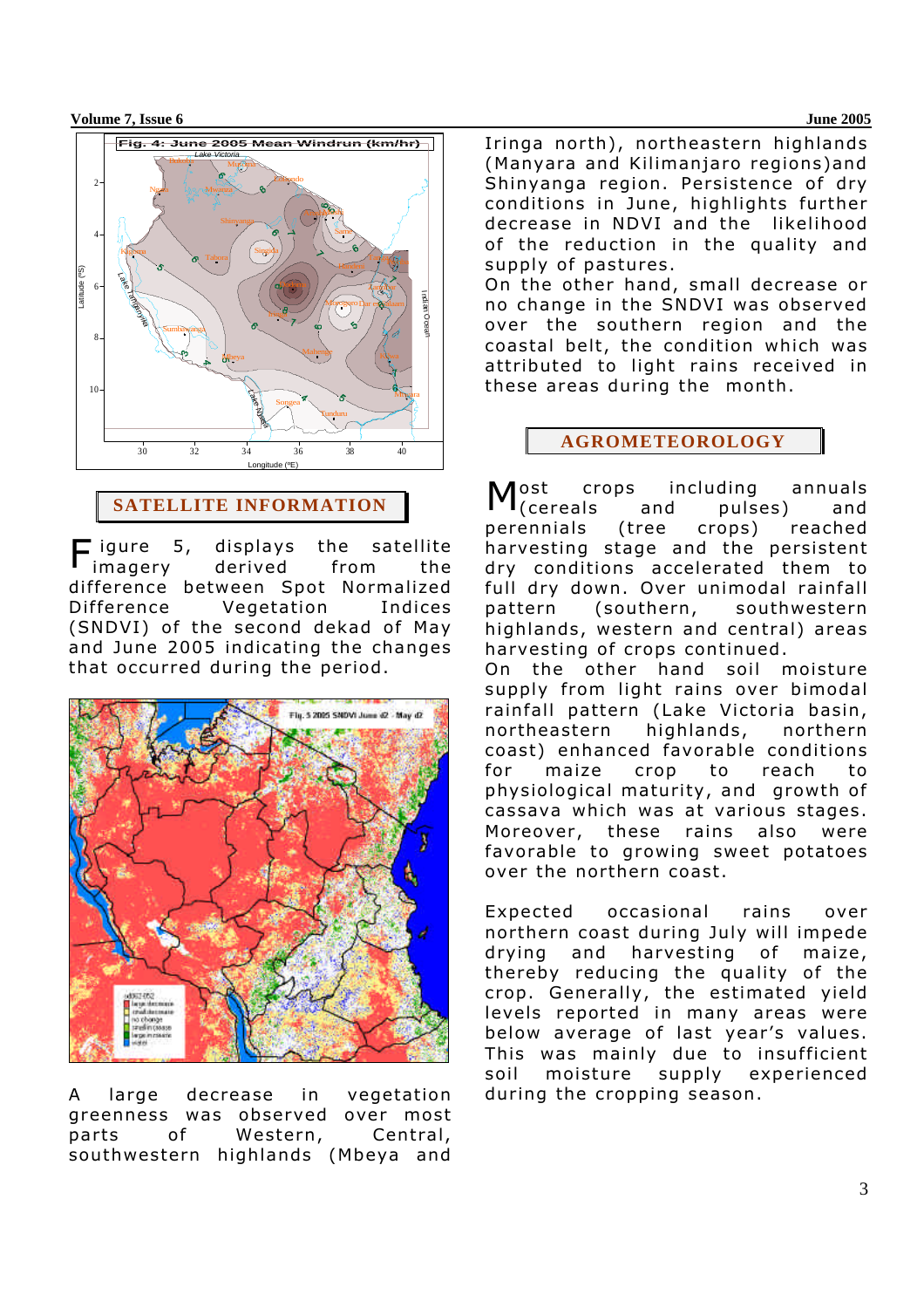Fig. 4: June 2005 Mean Windrun (km/hr)

## SATELLITE INFORMATION

Figure 5, displays the satellite imagery derived from the difference between Spot Normalized Difference Vegetation Indices (SNDVI) of the second dekad of May and June 2005 indicating the changes that occurred during the period.

Fig. 5 2005 SNDVI June d2 - May d2

A large decrease in vegetation greenness was observed over most parts of Western, Central, southwestern highlands (Mbeya and Iringa north), northeastern highlands (Manyara and Kilimanjaro regions)and Shinyanga region. Persistence of dry conditions in June, highlights further decrease in NDVI and the likelihood of the reduction in the quality and supply of pastures.

On the other hand, small decrease or no change in the SNDVI was observed over the southern region and the coastal belt, the condition which was attributed to light rains received in these areas during the month.

## AGROMETEOROLOGY

Most crops including annuals (cereals and pulses) and perennials (tree crops) reached harvesting stage and the persistent dry conditions accelerated them to full dry down. Over unimodal rainfall pattern (southern, southwestern highlands, western and central) areas harvesting of crops continued.

On the other hand soil moisture supply from light rains over bimodal rainfall pattern (Lake Victoria basin, northeastern highlands, northern coast) enhanced favorable conditions for maize crop to reach to physiological maturity, and growth of cassava which was at various stages. Moreover, these rains also were favorable to growing sweet potatoes over the northern coast.

Expected occasional rains over northern coast during July will impede drying and harvesting of maize, thereby reducing the quality of the crop. Generally, the estimated yield levels reported in many areas were below average of last year's values. This was mainly due to insufficient soil moisture supply experienced during the cropping season.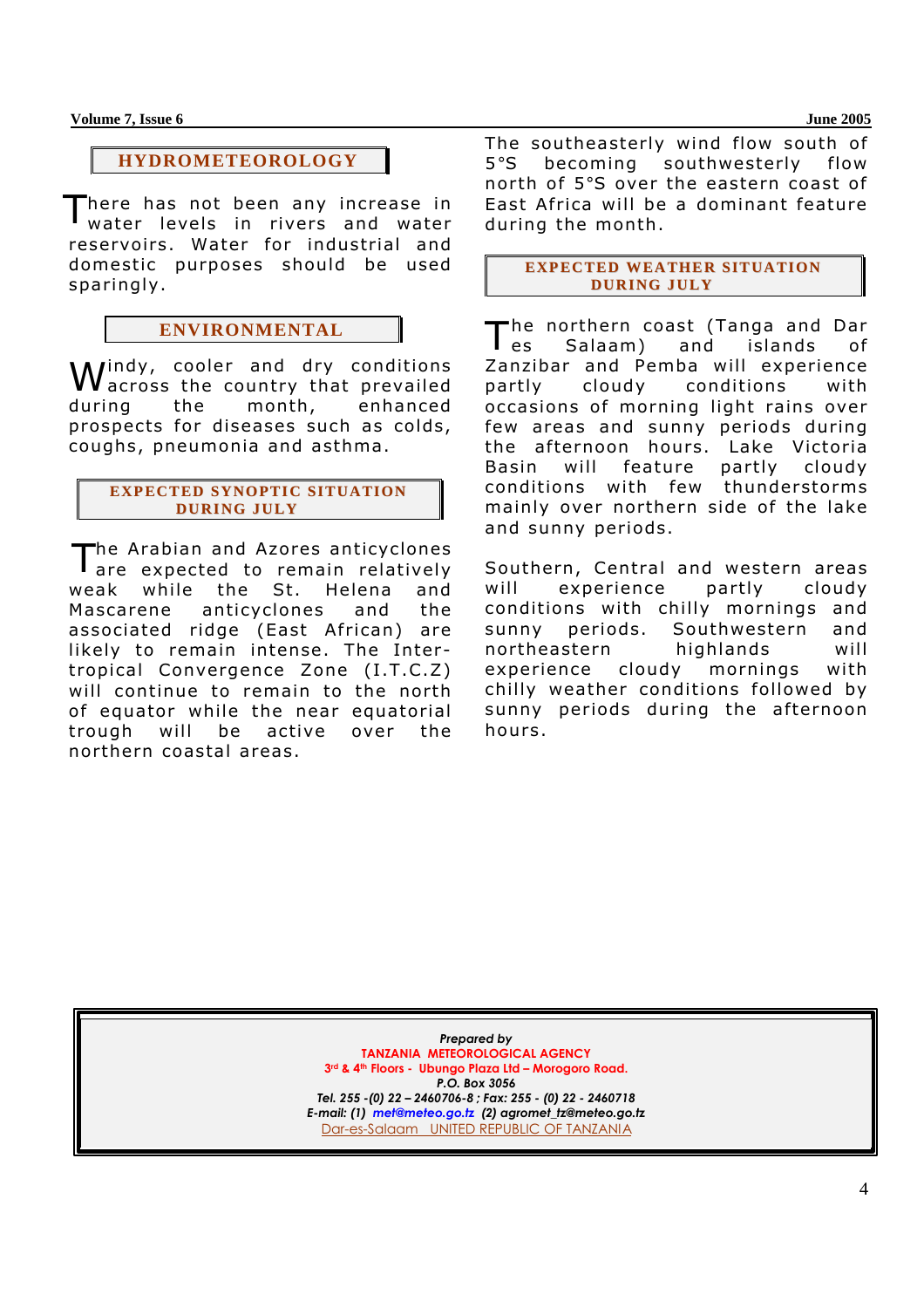## HYDROMETEOROLOGY

There has not been any increase in water levels in rivers and water reservoirs. Water for industrial and domestic purposes should be used sparingly.

## ENVIRONMENTAL

Windy, cooler and dry conditions across the country that prevailed during the month, enhanced prospects for diseases such as colds, coughs, pneumonia and asthma.

## EXPECTED SYNOPTIC SITUATION DURING JULY

The Arabian and Azores anticyclones are expected to remain relatively weak while the St. Helena and Mascarene anticyclones and the associated ridge (East African) are likely to remain intense. The Inter-tropical Convergence Zone (I.T.C.Z) will continue to remain to the north of equator while the near equatorial trough will be active over the northern coastal areas.

The southeasterly wind flow south of 5°S becoming southwesterly flow north of 5°S over the eastern coast of East Africa will be a dominant feature during the month.

## EXPECTED WEATHER SITUATION DURING JULY

The northern coast (Tanga and Dar es Salaam) and islands of Zanzibar and Pemba will experience partly cloudy conditions with occasions of morning light rains over few areas and sunny periods during the afternoon hours. Lake Victoria Basin will feature partly cloudy conditions with few thunderstorms mainly over northern side of the lake and sunny periods.

Southern, Central and western areas will experience partly cloudy conditions with chilly mornings and sunny periods. Southwestern and northeastern highlands will experience cloudy mornings with chilly weather conditions followed by sunny periods during the afternoon hours.

*Prepared by*
**TANZANIA METEOROLOGICAL AGENCY**
**3rd & 4th Floors - Ubungo Plaza Ltd – Morogoro Road.**
*P.O. Box 3056*
*Tel. 255 -(0) 22 – 2460706-8 ; Fax: 255 - (0) 22 - 2460718*
*E-mail: (1) met@meteo.go.tz (2) agromet_tz@meteo.go.tz*
Dar-es-Salaam UNITED REPUBLIC OF TANZANIA